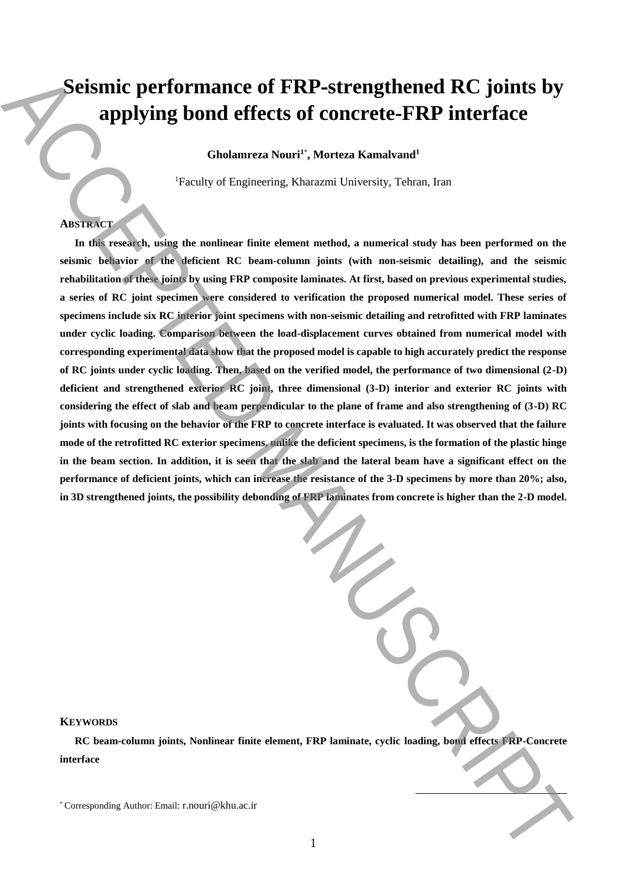# Seismic performance of FRP-strengthened RC joints by applying bond effects of concrete-FRP interface

**Gholamreza Nouri[1*], Morteza Kamalvand[1]**

[1]Faculty of Engineering, Kharazmi University, Tehran, Iran

## ABSTRACT

**In this research, using the nonlinear finite element method, a numerical study has been performed on the seismic behavior of the deficient RC beam-column joints (with non-seismic detailing), and the seismic rehabilitation of these joints by using FRP composite laminates. At first, based on previous experimental studies, a series of RC joint specimen were considered to verification the proposed numerical model. These series of specimens include six RC interior joint specimens with non-seismic detailing and retrofitted with FRP laminates under cyclic loading. Comparison between the load-displacement curves obtained from numerical model with corresponding experimental data show that the proposed model is capable to high accurately predict the response of RC joints under cyclic loading. Then, based on the verified model, the performance of two dimensional (2-D) deficient and strengthened exterior RC joint, three dimensional (3-D) interior and exterior RC joints with considering the effect of slab and beam perpendicular to the plane of frame and also strengthening of (3-D) RC joints with focusing on the behavior of the FRP to concrete interface is evaluated. It was observed that the failure mode of the retrofitted RC exterior specimens, unlike the deficient specimens, is the formation of the plastic hinge in the beam section. In addition, it is seen that the slab and the lateral beam have a significant effect on the performance of deficient joints, which can increase the resistance of the 3-D specimens by more than 20%; also, in 3D strengthened joints, the possibility debonding of FRP laminates from concrete is higher than the 2-D model.**

## KEYWORDS

**RC beam-column joints, Nonlinear finite element, FRP laminate, cyclic loading, bond effects FRP-Concrete interface**

[*] Corresponding Author: Email: r.nouri@khu.ac.ir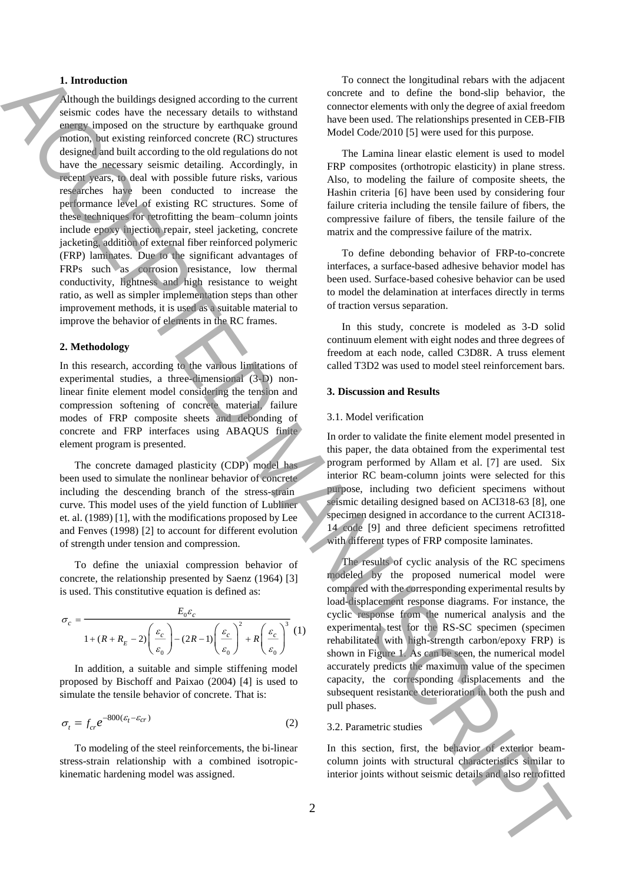## 1. Introduction

Although the buildings designed according to the current seismic codes have the necessary details to withstand energy imposed on the structure by earthquake ground motion, but existing reinforced concrete (RC) structures designed and built according to the old regulations do not have the necessary seismic detailing. Accordingly, in recent years, to deal with possible future risks, various researches have been conducted to increase the performance level of existing RC structures. Some of these techniques for retrofitting the beam–column joints include epoxy injection repair, steel jacketing, concrete jacketing, addition of external fiber reinforced polymeric (FRP) laminates. Due to the significant advantages of FRPs such as corrosion resistance, low thermal conductivity, lightness and high resistance to weight ratio, as well as simpler implementation steps than other improvement methods, it is used as a suitable material to improve the behavior of elements in the RC frames.

## 2. Methodology

In this research, according to the various limitations of experimental studies, a three-dimensional (3-D) non-linear finite element model considering the tension and compression softening of concrete material, failure modes of FRP composite sheets and debonding of concrete and FRP interfaces using ABAQUS finite element program is presented.

The concrete damaged plasticity (CDP) model has been used to simulate the nonlinear behavior of concrete including the descending branch of the stress-strain curve. This model uses of the yield function of Lubliner et. al. (1989) [1], with the modifications proposed by Lee and Fenves (1998) [2] to account for different evolution of strength under tension and compression.

To define the uniaxial compression behavior of concrete, the relationship presented by Saenz (1964) [3] is used. This constitutive equation is defined as:

$$\sigma_c = \frac{E_0 \varepsilon_c}{1 + (R + R_E - 2)\left(\frac{\varepsilon_c}{\varepsilon_0}\right) - (2R - 1)\left(\frac{\varepsilon_c}{\varepsilon_0}\right)^2 + R\left(\frac{\varepsilon_c}{\varepsilon_0}\right)^3} \quad (1)$$

In addition, a suitable and simple stiffening model proposed by Bischoff and Paixao (2004) [4] is used to simulate the tensile behavior of concrete. That is:

$$\sigma_t = f_{cr} e^{-800(\varepsilon_t - \varepsilon_{cr})} \quad (2)$$

To modeling of the steel reinforcements, the bi-linear stress-strain relationship with a combined isotropic-kinematic hardening model was assigned.

To connect the longitudinal rebars with the adjacent concrete and to define the bond-slip behavior, the connector elements with only the degree of axial freedom have been used. The relationships presented in CEB-FIB Model Code/2010 [5] were used for this purpose.

The Lamina linear elastic element is used to model FRP composites (orthotropic elasticity) in plane stress. Also, to modeling the failure of composite sheets, the Hashin criteria [6] have been used by considering four failure criteria including the tensile failure of fibers, the compressive failure of fibers, the tensile failure of the matrix and the compressive failure of the matrix.

To define debonding behavior of FRP-to-concrete interfaces, a surface-based adhesive behavior model has been used. Surface-based cohesive behavior can be used to model the delamination at interfaces directly in terms of traction versus separation.

In this study, concrete is modeled as 3-D solid continuum element with eight nodes and three degrees of freedom at each node, called C3D8R. A truss element called T3D2 was used to model steel reinforcement bars.

## 3. Discussion and Results

### 3.1. Model verification

In order to validate the finite element model presented in this paper, the data obtained from the experimental test program performed by Allam et al. [7] are used. Six interior RC beam-column joints were selected for this purpose, including two deficient specimens without seismic detailing designed based on ACI318-63 [8], one specimen designed in accordance to the current ACI318-14 code [9] and three deficient specimens retrofitted with different types of FRP composite laminates.

The results of cyclic analysis of the RC specimens modeled by the proposed numerical model were compared with the corresponding experimental results by load-displacement response diagrams. For instance, the cyclic response from the numerical analysis and the experimental test for the RS-SC specimen (specimen rehabilitated with high-strength carbon/epoxy FRP) is shown in Figure 1. As can be seen, the numerical model accurately predicts the maximum value of the specimen capacity, the corresponding displacements and the subsequent resistance deterioration in both the push and pull phases.

### 3.2. Parametric studies

In this section, first, the behavior of exterior beam-column joints with structural characteristics similar to interior joints without seismic details and also retrofitted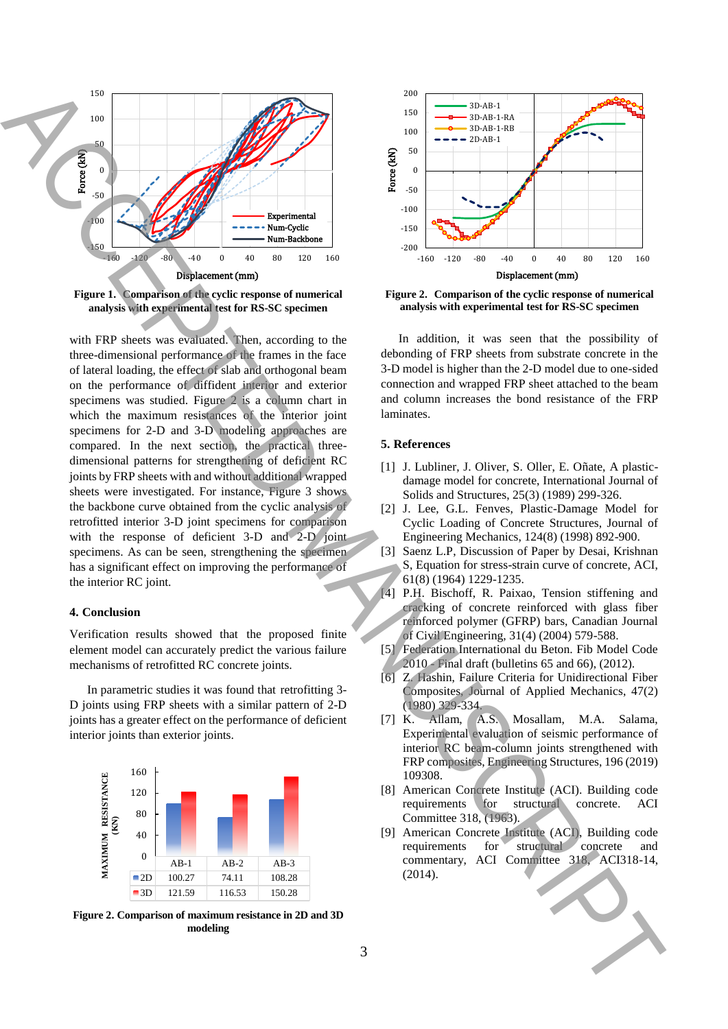150

100

50

0

-50

-100

-150

-160 -120 -80 -40 0 40 80 120 160

Force (kN)

Displacement (mm)

Experimental

Num-Cyclic

Num-Backbone

**Figure 1. Comparison of the cyclic response of numerical analysis with experimental test for RS-SC specimen**

200

150

100

50

0

-50

-100

-150

-200

-160 -120 -80 -40 0 40 80 120 160

Force (kN)

Displacement (mm)

3D-AB-1

3D-AB-1-RA

3D-AB-1-RB

2D-AB-1

**Figure 2. Comparison of the cyclic response of numerical analysis with experimental test for RS-SC specimen**

with FRP sheets was evaluated. Then, according to the three-dimensional performance of the frames in the face of lateral loading, the effect of slab and orthogonal beam on the performance of diffident interior and exterior specimens was studied. Figure 2 is a column chart in which the maximum resistances of the interior joint specimens for 2-D and 3-D modeling approaches are compared. In the next section, the practical three-dimensional patterns for strengthening of deficient RC joints by FRP sheets with and without additional wrapped sheets were investigated. For instance, Figure 3 shows the backbone curve obtained from the cyclic analysis of retrofitted interior 3-D joint specimens for comparison with the response of deficient 3-D and 2-D joint specimens. As can be seen, strengthening the specimen has a significant effect on improving the performance of the interior RC joint.

## 4. Conclusion

Verification results showed that the proposed finite element model can accurately predict the various failure mechanisms of retrofitted RC concrete joints.

In parametric studies it was found that retrofitting 3-D joints using FRP sheets with a similar pattern of 2-D joints has a greater effect on the performance of deficient interior joints than exterior joints.

160

120

80

40

0

MAXIMUM RESISTANCE (KN)

| | AB-1 | AB-2 | AB-3 |
|---|---|---|---|
| 2D | 100.27 | 74.11 | 108.28 |
| 3D | 121.59 | 116.53 | 150.28 |

**Figure 2. Comparison of maximum resistance in 2D and 3D modeling**

In addition, it was seen that the possibility of debonding of FRP sheets from substrate concrete in the 3-D model is higher than the 2-D model due to one-sided connection and wrapped FRP sheet attached to the beam and column increases the bond resistance of the FRP laminates.

## 5. References

[1] J. Lubliner, J. Oliver, S. Oller, E. Oñate, A plastic-damage model for concrete, International Journal of Solids and Structures, 25(3) (1989) 299-326.

[2] J. Lee, G.L. Fenves, Plastic-Damage Model for Cyclic Loading of Concrete Structures, Journal of Engineering Mechanics, 124(8) (1998) 892-900.

[3] Saenz L.P, Discussion of Paper by Desai, Krishnan S, Equation for stress-strain curve of concrete, ACI, 61(8) (1964) 1229-1235.

[4] P.H. Bischoff, R. Paixao, Tension stiffening and cracking of concrete reinforced with glass fiber reinforced polymer (GFRP) bars, Canadian Journal of Civil Engineering, 31(4) (2004) 579-588.

[5] Federation International du Beton. Fib Model Code 2010 - Final draft (bulletins 65 and 66), (2012).

[6] Z. Hashin, Failure Criteria for Unidirectional Fiber Composites, Journal of Applied Mechanics, 47(2) (1980) 329-334.

[7] K. Allam, A.S. Mosallam, M.A. Salama, Experimental evaluation of seismic performance of interior RC beam-column joints strengthened with FRP composites, Engineering Structures, 196 (2019) 109308.

[8] American Concrete Institute (ACI). Building code requirements for structural concrete. ACI Committee 318, (1963).

[9] American Concrete Institute (ACI), Building code requirements for structural concrete and commentary, ACI Committee 318, ACI318-14, (2014).